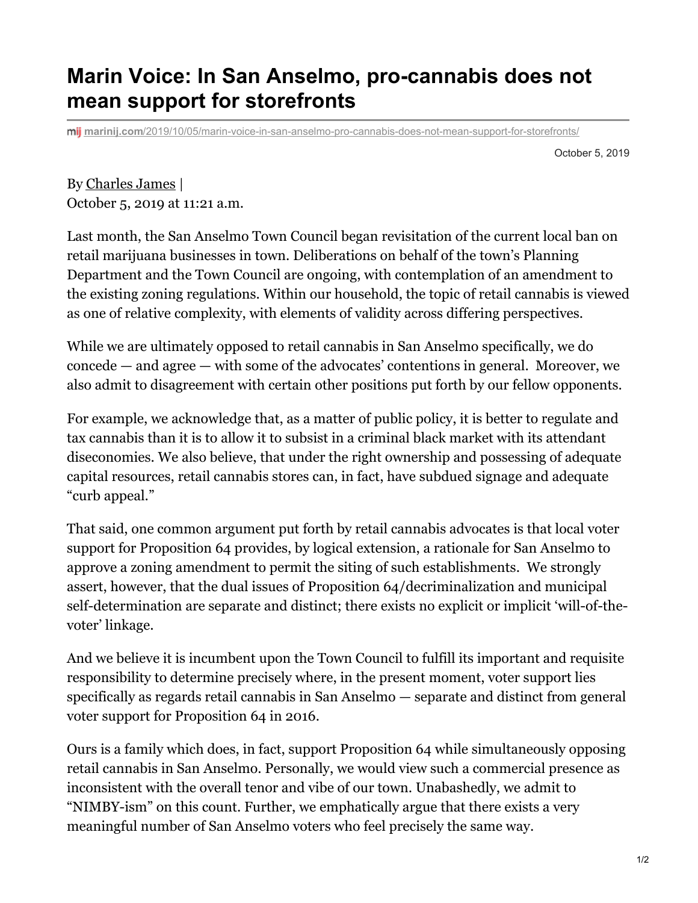# Marin Voice: In San Anselmo, pro-cannabis does not mean support for storefronts

marinij.com/2019/10/05/marin-voice-in-san-anselmo-pro-cannabis-does-not-mean-support-for-storefronts/

October 5, 2019

By Charles James |
October 5, 2019 at 11:21 a.m.

Last month, the San Anselmo Town Council began revisitation of the current local ban on retail marijuana businesses in town. Deliberations on behalf of the town's Planning Department and the Town Council are ongoing, with contemplation of an amendment to the existing zoning regulations. Within our household, the topic of retail cannabis is viewed as one of relative complexity, with elements of validity across differing perspectives.

While we are ultimately opposed to retail cannabis in San Anselmo specifically, we do concede — and agree — with some of the advocates' contentions in general. Moreover, we also admit to disagreement with certain other positions put forth by our fellow opponents.

For example, we acknowledge that, as a matter of public policy, it is better to regulate and tax cannabis than it is to allow it to subsist in a criminal black market with its attendant diseconomies. We also believe, that under the right ownership and possessing of adequate capital resources, retail cannabis stores can, in fact, have subdued signage and adequate "curb appeal."

That said, one common argument put forth by retail cannabis advocates is that local voter support for Proposition 64 provides, by logical extension, a rationale for San Anselmo to approve a zoning amendment to permit the siting of such establishments. We strongly assert, however, that the dual issues of Proposition 64/decriminalization and municipal self-determination are separate and distinct; there exists no explicit or implicit 'will-of-the-voter' linkage.

And we believe it is incumbent upon the Town Council to fulfill its important and requisite responsibility to determine precisely where, in the present moment, voter support lies specifically as regards retail cannabis in San Anselmo — separate and distinct from general voter support for Proposition 64 in 2016.

Ours is a family which does, in fact, support Proposition 64 while simultaneously opposing retail cannabis in San Anselmo. Personally, we would view such a commercial presence as inconsistent with the overall tenor and vibe of our town. Unabashedly, we admit to "NIMBY-ism" on this count. Further, we emphatically argue that there exists a very meaningful number of San Anselmo voters who feel precisely the same way.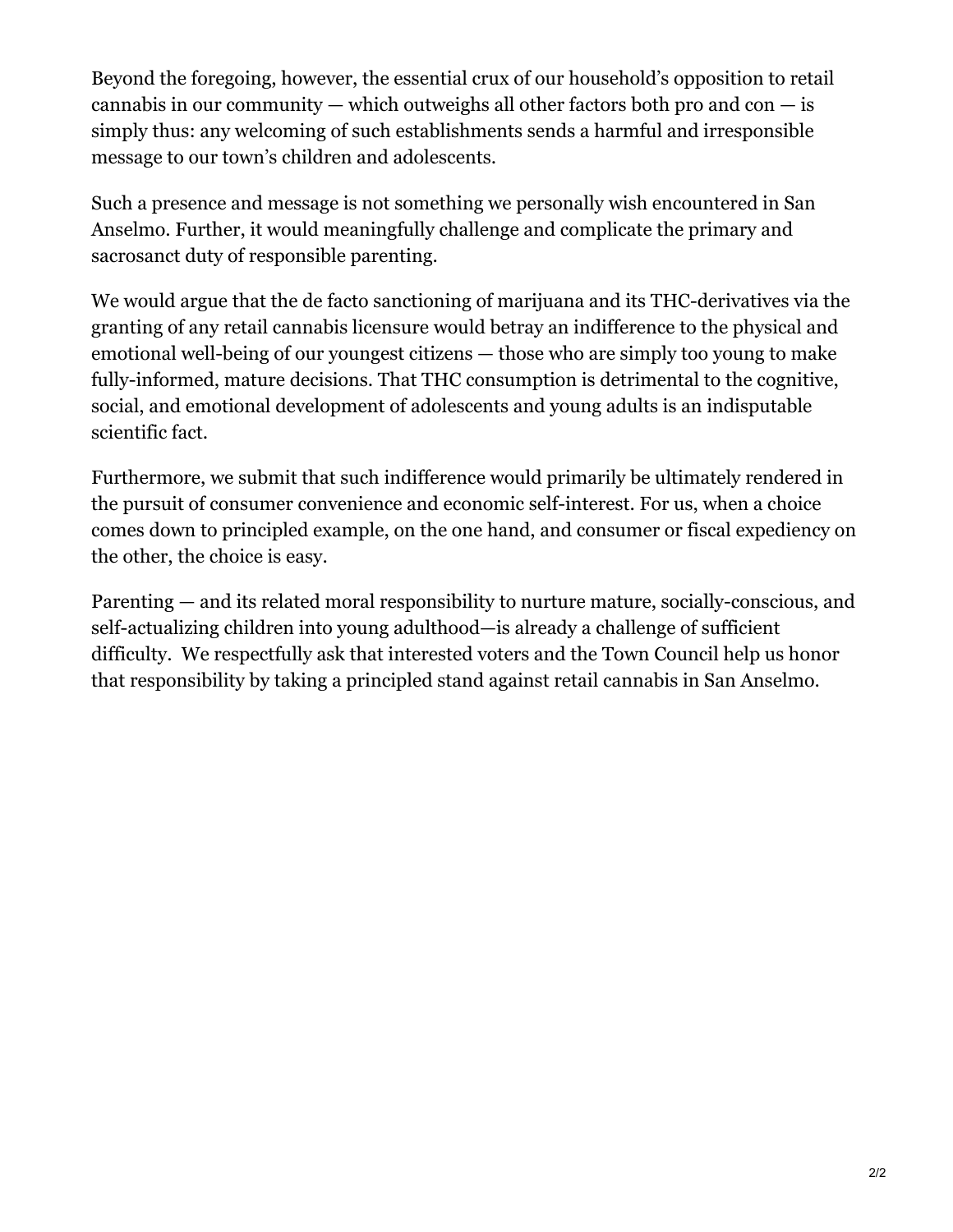Beyond the foregoing, however, the essential crux of our household's opposition to retail cannabis in our community — which outweighs all other factors both pro and con — is simply thus: any welcoming of such establishments sends a harmful and irresponsible message to our town's children and adolescents.

Such a presence and message is not something we personally wish encountered in San Anselmo. Further, it would meaningfully challenge and complicate the primary and sacrosanct duty of responsible parenting.

We would argue that the de facto sanctioning of marijuana and its THC-derivatives via the granting of any retail cannabis licensure would betray an indifference to the physical and emotional well-being of our youngest citizens — those who are simply too young to make fully-informed, mature decisions. That THC consumption is detrimental to the cognitive, social, and emotional development of adolescents and young adults is an indisputable scientific fact.

Furthermore, we submit that such indifference would primarily be ultimately rendered in the pursuit of consumer convenience and economic self-interest. For us, when a choice comes down to principled example, on the one hand, and consumer or fiscal expediency on the other, the choice is easy.

Parenting — and its related moral responsibility to nurture mature, socially-conscious, and self-actualizing children into young adulthood—is already a challenge of sufficient difficulty. We respectfully ask that interested voters and the Town Council help us honor that responsibility by taking a principled stand against retail cannabis in San Anselmo.